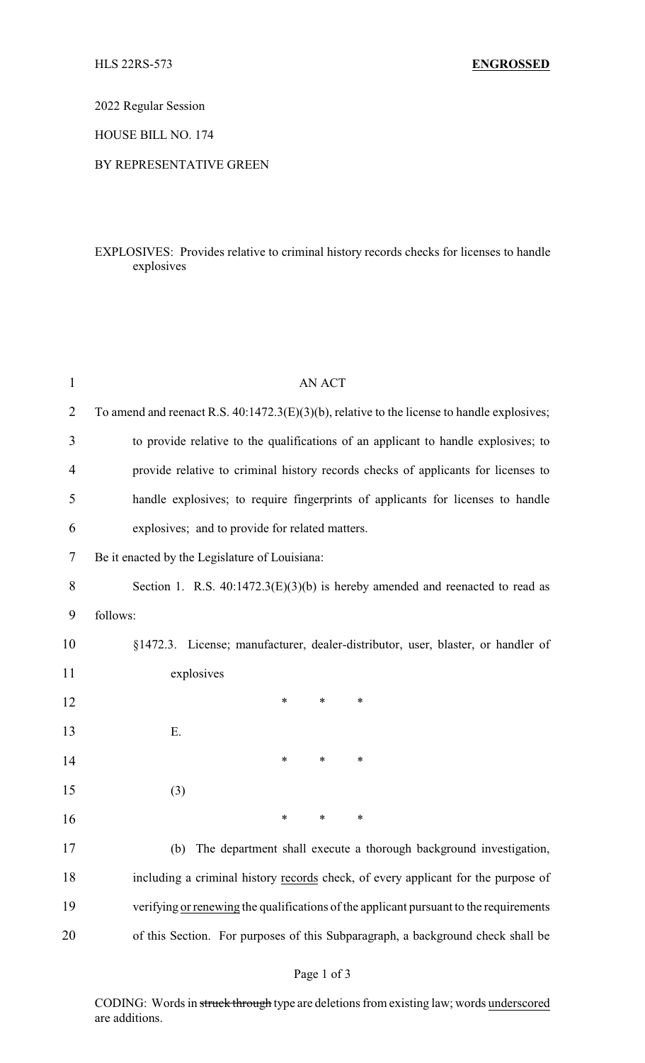HLS 22RS-573 **ENGROSSED**

2022 Regular Session

HOUSE BILL NO. 174

BY REPRESENTATIVE GREEN

EXPLOSIVES: Provides relative to criminal history records checks for licenses to handle explosives

AN ACT

To amend and reenact R.S. 40:1472.3(E)(3)(b), relative to the license to handle explosives; to provide relative to the qualifications of an applicant to handle explosives; to provide relative to criminal history records checks of applicants for licenses to handle explosives; to require fingerprints of applicants for licenses to handle explosives; and to provide for related matters.

Be it enacted by the Legislature of Louisiana:

Section 1. R.S. 40:1472.3(E)(3)(b) is hereby amended and reenacted to read as follows:

§1472.3. License; manufacturer, dealer-distributor, user, blaster, or handler of explosives

\* \* \*

E.

\* \* \*

(3)

\* \* \*

(b) The department shall execute a thorough background investigation, including a criminal history <u>records</u> check, of every applicant for the purpose of verifying <u>or renewing</u> the qualifications of the applicant pursuant to the requirements of this Section. For purposes of this Subparagraph, a background check shall be

CODING: Words in ~~struck through~~ type are deletions from existing law; words <u>underscored</u> are additions.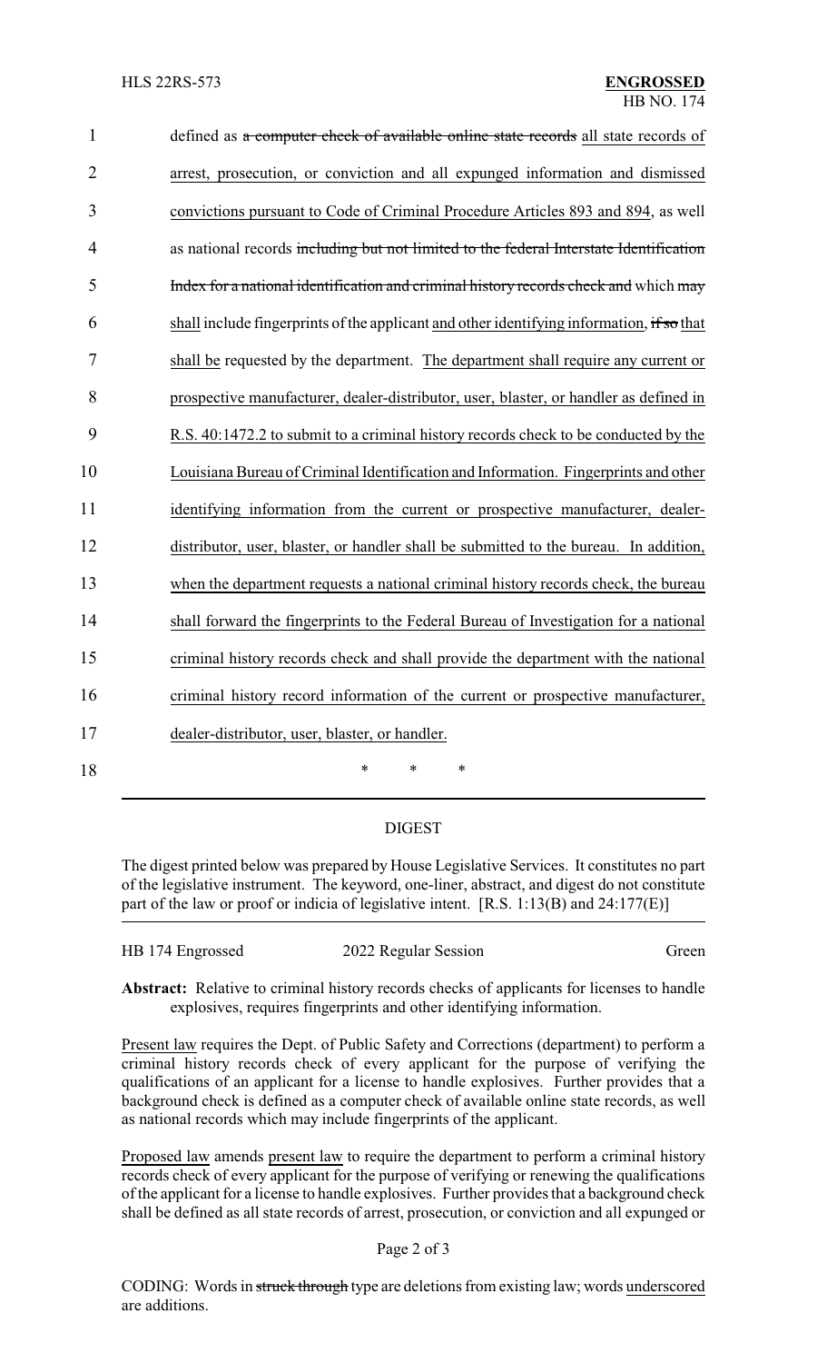1 defined as ~~a computer check of available online state records~~ all state records of
2 arrest, prosecution, or conviction and all expunged information and dismissed
3 convictions pursuant to Code of Criminal Procedure Articles 893 and 894, as well
4 as national records ~~including but not limited to the federal Interstate Identification~~
5 ~~Index for a national identification and criminal history records check and~~ which ~~may~~
6 shall include fingerprints of the applicant and other identifying information, ~~if so~~ that
7 shall be requested by the department. The department shall require any current or
8 prospective manufacturer, dealer-distributor, user, blaster, or handler as defined in
9 R.S. 40:1472.2 to submit to a criminal history records check to be conducted by the
10 Louisiana Bureau of Criminal Identification and Information. Fingerprints and other
11 identifying information from the current or prospective manufacturer, dealer-
12 distributor, user, blaster, or handler shall be submitted to the bureau. In addition,
13 when the department requests a national criminal history records check, the bureau
14 shall forward the fingerprints to the Federal Bureau of Investigation for a national
15 criminal history records check and shall provide the department with the national
16 criminal history record information of the current or prospective manufacturer,
17 dealer-distributor, user, blaster, or handler.

18 \* \* \*

## DIGEST

The digest printed below was prepared by House Legislative Services. It constitutes no part of the legislative instrument. The keyword, one-liner, abstract, and digest do not constitute part of the law or proof or indicia of legislative intent. [R.S. 1:13(B) and 24:177(E)]

HB 174 Engrossed 2022 Regular Session Green

**Abstract:** Relative to criminal history records checks of applicants for licenses to handle explosives, requires fingerprints and other identifying information.

Present law requires the Dept. of Public Safety and Corrections (department) to perform a criminal history records check of every applicant for the purpose of verifying the qualifications of an applicant for a license to handle explosives. Further provides that a background check is defined as a computer check of available online state records, as well as national records which may include fingerprints of the applicant.

Proposed law amends present law to require the department to perform a criminal history records check of every applicant for the purpose of verifying or renewing the qualifications of the applicant for a license to handle explosives. Further provides that a background check shall be defined as all state records of arrest, prosecution, or conviction and all expunged or

CODING: Words in ~~struck through~~ type are deletions from existing law; words underscored are additions.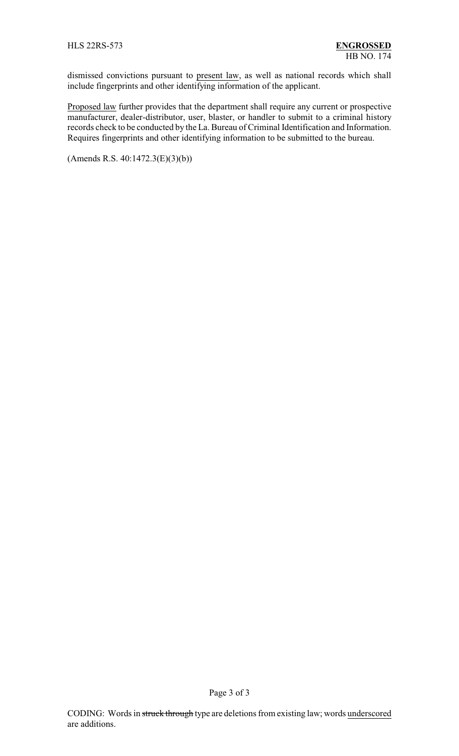dismissed convictions pursuant to present law, as well as national records which shall include fingerprints and other identifying information of the applicant.

Proposed law further provides that the department shall require any current or prospective manufacturer, dealer-distributor, user, blaster, or handler to submit to a criminal history records check to be conducted by the La. Bureau of Criminal Identification and Information. Requires fingerprints and other identifying information to be submitted to the bureau.

(Amends R.S. 40:1472.3(E)(3)(b))

CODING: Words in ~~struck through~~ type are deletions from existing law; words underscored are additions.